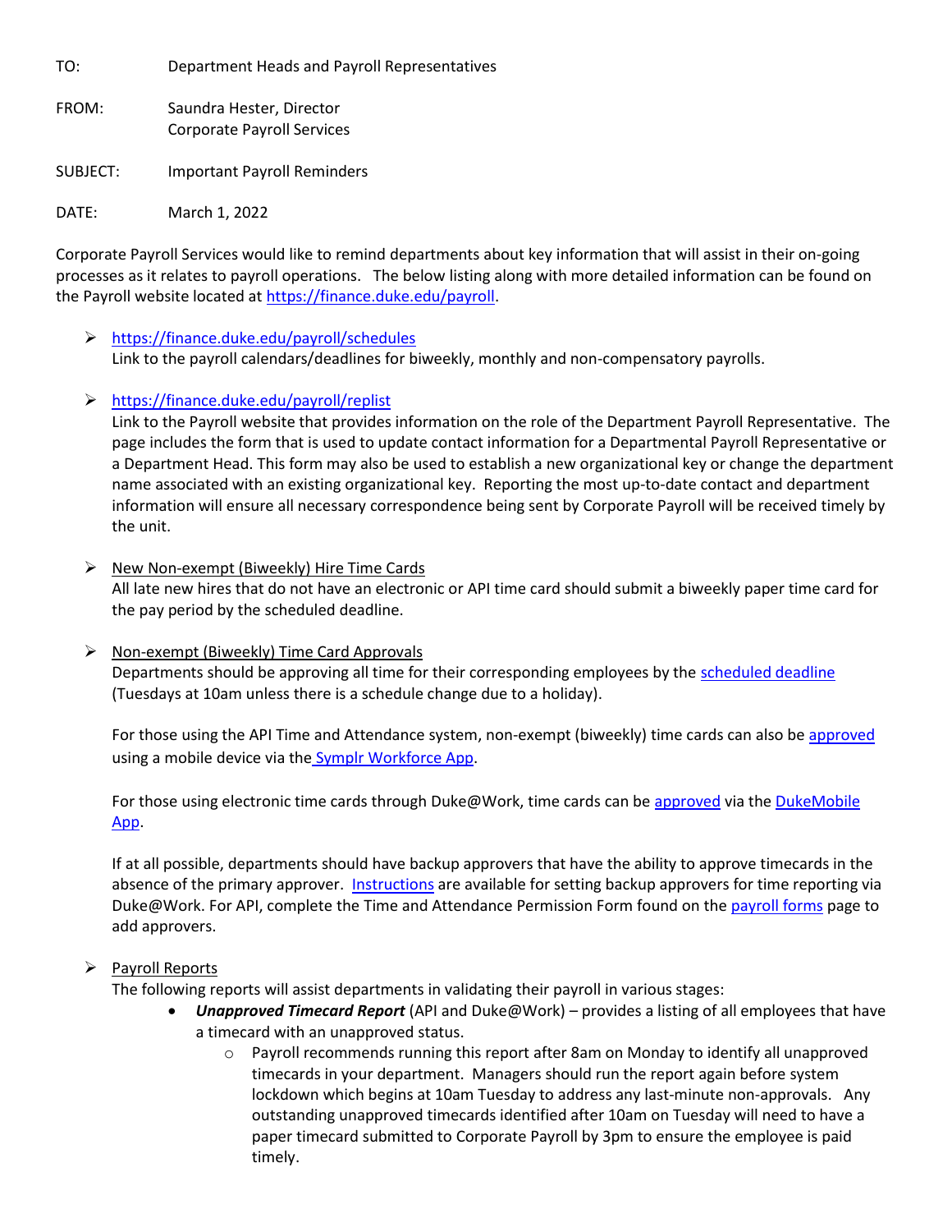TO: Department Heads and Payroll Representatives

FROM: Saundra Hester, Director
Corporate Payroll Services

SUBJECT: Important Payroll Reminders

DATE: March 1, 2022

Corporate Payroll Services would like to remind departments about key information that will assist in their on-going processes as it relates to payroll operations. The below listing along with more detailed information can be found on the Payroll website located at [https://finance.duke.edu/payroll](https://finance.duke.edu/payroll).

- [https://finance.duke.edu/payroll/schedules](https://finance.duke.edu/payroll/schedules)
  Link to the payroll calendars/deadlines for biweekly, monthly and non-compensatory payrolls.

- [https://finance.duke.edu/payroll/replist](https://finance.duke.edu/payroll/replist)
  Link to the Payroll website that provides information on the role of the Department Payroll Representative. The page includes the form that is used to update contact information for a Departmental Payroll Representative or a Department Head. This form may also be used to establish a new organizational key or change the department name associated with an existing organizational key. Reporting the most up-to-date contact and department information will ensure all necessary correspondence being sent by Corporate Payroll will be received timely by the unit.

- <u>New Non-exempt (Biweekly) Hire Time Cards</u>
  All late new hires that do not have an electronic or API time card should submit a biweekly paper time card for the pay period by the scheduled deadline.

- <u>Non-exempt (Biweekly) Time Card Approvals</u>
  Departments should be approving all time for their corresponding employees by the scheduled deadline (Tuesdays at 10am unless there is a schedule change due to a holiday).

  For those using the API Time and Attendance system, non-exempt (biweekly) time cards can also be approved using a mobile device via the Symplr Workforce App.

  For those using electronic time cards through Duke@Work, time cards can be approved via the DukeMobile App.

  If at all possible, departments should have backup approvers that have the ability to approve timecards in the absence of the primary approver. Instructions are available for setting backup approvers for time reporting via Duke@Work. For API, complete the Time and Attendance Permission Form found on the payroll forms page to add approvers.

- <u>Payroll Reports</u>
  The following reports will assist departments in validating their payroll in various stages:
  - ***Unapproved Timecard Report*** (API and Duke@Work) – provides a listing of all employees that have a timecard with an unapproved status.
    - Payroll recommends running this report after 8am on Monday to identify all unapproved timecards in your department. Managers should run the report again before system lockdown which begins at 10am Tuesday to address any last-minute non-approvals. Any outstanding unapproved timecards identified after 10am on Tuesday will need to have a paper timecard submitted to Corporate Payroll by 3pm to ensure the employee is paid timely.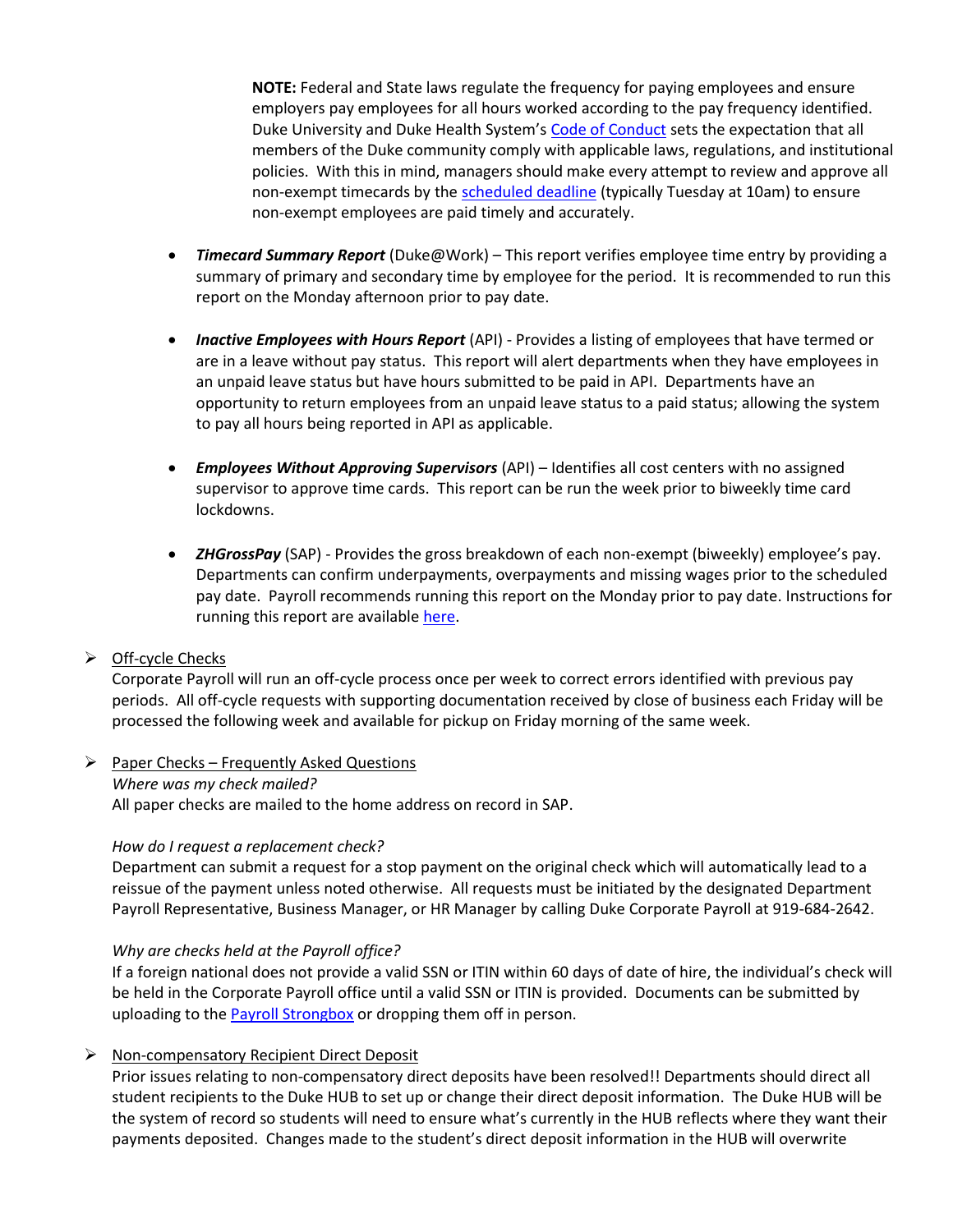**NOTE:** Federal and State laws regulate the frequency for paying employees and ensure employers pay employees for all hours worked according to the pay frequency identified. Duke University and Duke Health System's Code of Conduct sets the expectation that all members of the Duke community comply with applicable laws, regulations, and institutional policies. With this in mind, managers should make every attempt to review and approve all non-exempt timecards by the scheduled deadline (typically Tuesday at 10am) to ensure non-exempt employees are paid timely and accurately.

- ***Timecard Summary Report*** (Duke@Work) – This report verifies employee time entry by providing a summary of primary and secondary time by employee for the period. It is recommended to run this report on the Monday afternoon prior to pay date.

- ***Inactive Employees with Hours Report*** (API) - Provides a listing of employees that have termed or are in a leave without pay status. This report will alert departments when they have employees in an unpaid leave status but have hours submitted to be paid in API. Departments have an opportunity to return employees from an unpaid leave status to a paid status; allowing the system to pay all hours being reported in API as applicable.

- ***Employees Without Approving Supervisors*** (API) – Identifies all cost centers with no assigned supervisor to approve time cards. This report can be run the week prior to biweekly time card lockdowns.

- ***ZHGrossPay*** (SAP) - Provides the gross breakdown of each non-exempt (biweekly) employee's pay. Departments can confirm underpayments, overpayments and missing wages prior to the scheduled pay date. Payroll recommends running this report on the Monday prior to pay date. Instructions for running this report are available here.

- Off-cycle Checks

  Corporate Payroll will run an off-cycle process once per week to correct errors identified with previous pay periods. All off-cycle requests with supporting documentation received by close of business each Friday will be processed the following week and available for pickup on Friday morning of the same week.

- Paper Checks – Frequently Asked Questions

  *Where was my check mailed?*
  All paper checks are mailed to the home address on record in SAP.

  *How do I request a replacement check?*
  Department can submit a request for a stop payment on the original check which will automatically lead to a reissue of the payment unless noted otherwise. All requests must be initiated by the designated Department Payroll Representative, Business Manager, or HR Manager by calling Duke Corporate Payroll at 919-684-2642.

  *Why are checks held at the Payroll office?*
  If a foreign national does not provide a valid SSN or ITIN within 60 days of date of hire, the individual's check will be held in the Corporate Payroll office until a valid SSN or ITIN is provided. Documents can be submitted by uploading to the Payroll Strongbox or dropping them off in person.

- Non-compensatory Recipient Direct Deposit

  Prior issues relating to non-compensatory direct deposits have been resolved!! Departments should direct all student recipients to the Duke HUB to set up or change their direct deposit information. The Duke HUB will be the system of record so students will need to ensure what's currently in the HUB reflects where they want their payments deposited. Changes made to the student's direct deposit information in the HUB will overwrite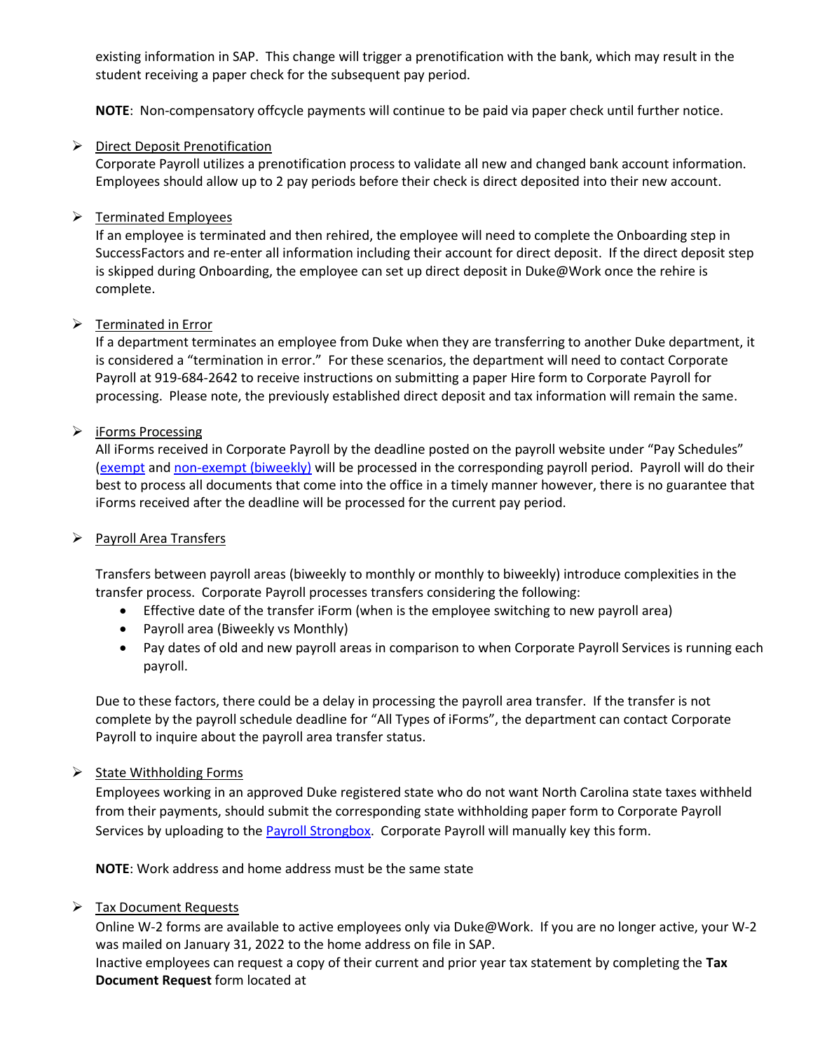existing information in SAP. This change will trigger a prenotification with the bank, which may result in the student receiving a paper check for the subsequent pay period.

**NOTE**: Non-compensatory offcycle payments will continue to be paid via paper check until further notice.

- Direct Deposit Prenotification

  Corporate Payroll utilizes a prenotification process to validate all new and changed bank account information. Employees should allow up to 2 pay periods before their check is direct deposited into their new account.

- Terminated Employees

  If an employee is terminated and then rehired, the employee will need to complete the Onboarding step in SuccessFactors and re-enter all information including their account for direct deposit. If the direct deposit step is skipped during Onboarding, the employee can set up direct deposit in Duke@Work once the rehire is complete.

- Terminated in Error

  If a department terminates an employee from Duke when they are transferring to another Duke department, it is considered a "termination in error." For these scenarios, the department will need to contact Corporate Payroll at 919-684-2642 to receive instructions on submitting a paper Hire form to Corporate Payroll for processing. Please note, the previously established direct deposit and tax information will remain the same.

- iForms Processing

  All iForms received in Corporate Payroll by the deadline posted on the payroll website under "Pay Schedules" (exempt and non-exempt (biweekly) will be processed in the corresponding payroll period. Payroll will do their best to process all documents that come into the office in a timely manner however, there is no guarantee that iForms received after the deadline will be processed for the current pay period.

- Payroll Area Transfers

  Transfers between payroll areas (biweekly to monthly or monthly to biweekly) introduce complexities in the transfer process. Corporate Payroll processes transfers considering the following:

  - Effective date of the transfer iForm (when is the employee switching to new payroll area)
  - Payroll area (Biweekly vs Monthly)
  - Pay dates of old and new payroll areas in comparison to when Corporate Payroll Services is running each payroll.

  Due to these factors, there could be a delay in processing the payroll area transfer. If the transfer is not complete by the payroll schedule deadline for "All Types of iForms", the department can contact Corporate Payroll to inquire about the payroll area transfer status.

- State Withholding Forms

  Employees working in an approved Duke registered state who do not want North Carolina state taxes withheld from their payments, should submit the corresponding state withholding paper form to Corporate Payroll Services by uploading to the Payroll Strongbox. Corporate Payroll will manually key this form.

  **NOTE**: Work address and home address must be the same state

- Tax Document Requests

  Online W-2 forms are available to active employees only via Duke@Work. If you are no longer active, your W-2 was mailed on January 31, 2022 to the home address on file in SAP.

  Inactive employees can request a copy of their current and prior year tax statement by completing the **Tax Document Request** form located at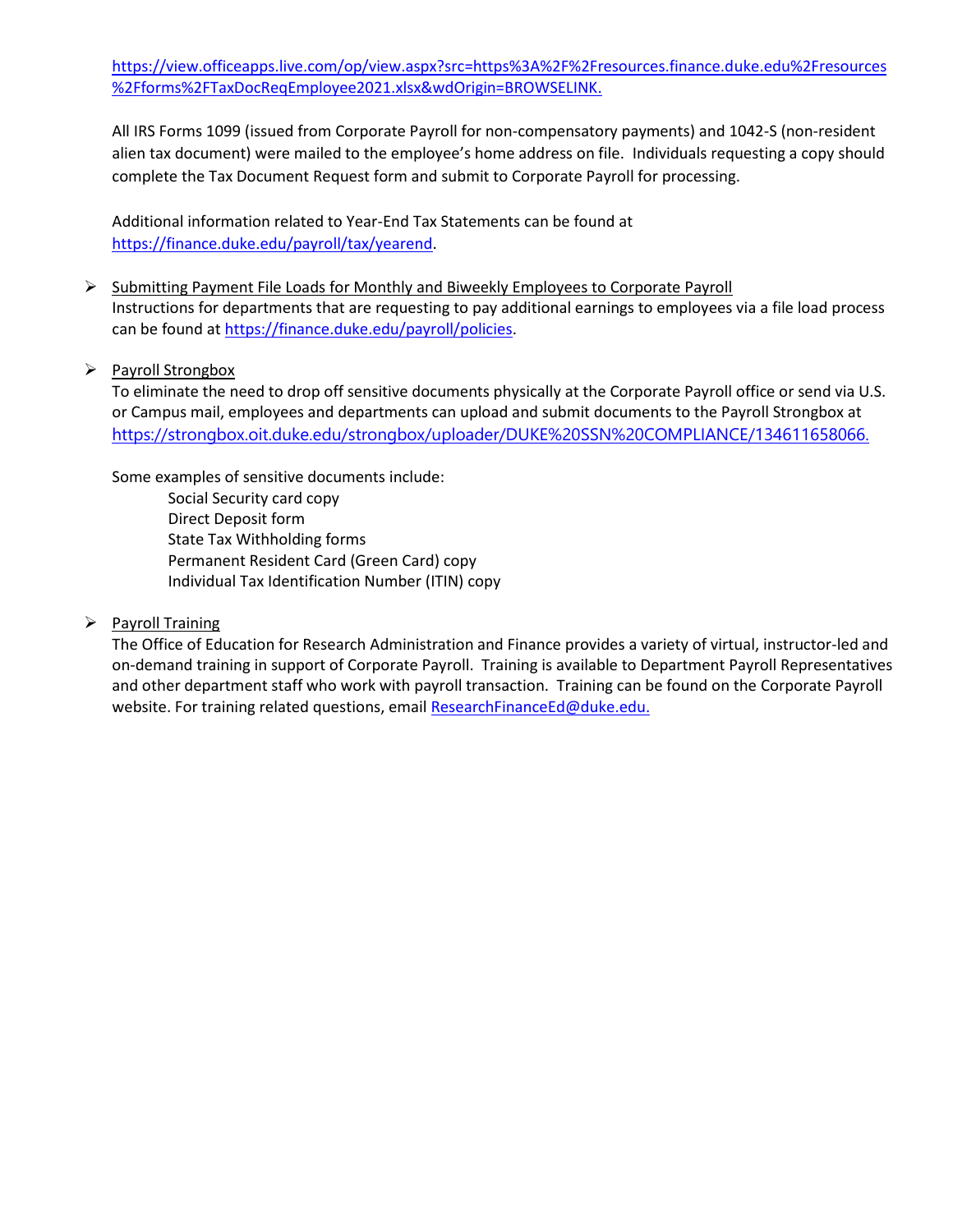https://view.officeapps.live.com/op/view.aspx?src=https%3A%2F%2Fresources.finance.duke.edu%2Fresources%2Fforms%2FTaxDocReqEmployee2021.xlsx&wdOrigin=BROWSELINK.

All IRS Forms 1099 (issued from Corporate Payroll for non-compensatory payments) and 1042-S (non-resident alien tax document) were mailed to the employee's home address on file. Individuals requesting a copy should complete the Tax Document Request form and submit to Corporate Payroll for processing.

Additional information related to Year-End Tax Statements can be found at https://finance.duke.edu/payroll/tax/yearend.

- Submitting Payment File Loads for Monthly and Biweekly Employees to Corporate Payroll
  Instructions for departments that are requesting to pay additional earnings to employees via a file load process can be found at https://finance.duke.edu/payroll/policies.

- Payroll Strongbox
  To eliminate the need to drop off sensitive documents physically at the Corporate Payroll office or send via U.S. or Campus mail, employees and departments can upload and submit documents to the Payroll Strongbox at https://strongbox.oit.duke.edu/strongbox/uploader/DUKE%20SSN%20COMPLIANCE/134611658066.

  Some examples of sensitive documents include:
  - Social Security card copy
  - Direct Deposit form
  - State Tax Withholding forms
  - Permanent Resident Card (Green Card) copy
  - Individual Tax Identification Number (ITIN) copy

- Payroll Training
  The Office of Education for Research Administration and Finance provides a variety of virtual, instructor-led and on-demand training in support of Corporate Payroll. Training is available to Department Payroll Representatives and other department staff who work with payroll transaction. Training can be found on the Corporate Payroll website. For training related questions, email ResearchFinanceEd@duke.edu.